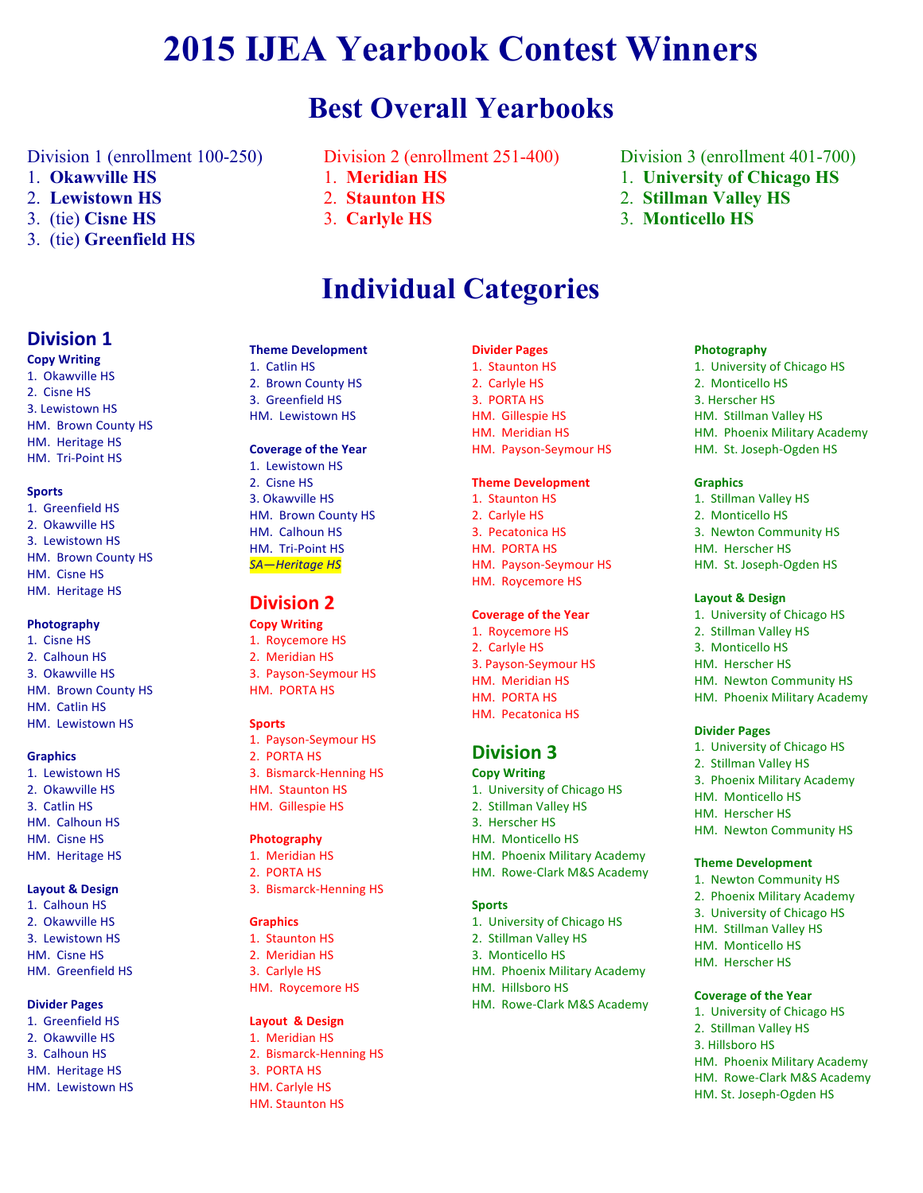# 2015 IJEA Yearbook Contest Winners

## Best Overall Yearbooks

Division 1 (enrollment 100-250)

1. **Okawville HS**
2. **Lewistown HS**
3. (tie) **Cisne HS**
3. (tie) **Greenfield HS**

Division 2 (enrollment 251-400)

1. **Meridian HS**
2. **Staunton HS**
3. **Carlyle HS**

Division 3 (enrollment 401-700)

1. **University of Chicago HS**
2. **Stillman Valley HS**
3. **Monticello HS**

## Individual Categories

### Division 1

**Copy Writing**

1. Okawville HS
2. Cisne HS
3. Lewistown HS

HM. Brown County HS
HM. Heritage HS
HM. Tri-Point HS

**Sports**

1. Greenfield HS
2. Okawville HS
3. Lewistown HS

HM. Brown County HS
HM. Cisne HS
HM. Heritage HS

**Photography**

1. Cisne HS
2. Calhoun HS
3. Okawville HS

HM. Brown County HS
HM. Catlin HS
HM. Lewistown HS

**Graphics**

1. Lewistown HS
2. Okawville HS
3. Catlin HS

HM. Calhoun HS
HM. Cisne HS
HM. Heritage HS

**Layout & Design**

1. Calhoun HS
2. Okawville HS
3. Lewistown HS

HM. Cisne HS
HM. Greenfield HS

**Divider Pages**

1. Greenfield HS
2. Okawville HS
3. Calhoun HS

HM. Heritage HS
HM. Lewistown HS

**Theme Development**

1. Catlin HS
2. Brown County HS
3. Greenfield HS

HM. Lewistown HS

**Coverage of the Year**

1. Lewistown HS
2. Cisne HS
3. Okawville HS

HM. Brown County HS
HM. Calhoun HS
HM. Tri-Point HS
*SA—Heritage HS*

### Division 2

**Copy Writing**

1. Roycemore HS
2. Meridian HS
3. Payson-Seymour HS

HM. PORTA HS

**Sports**

1. Payson-Seymour HS
2. PORTA HS
3. Bismarck-Henning HS

HM. Staunton HS
HM. Gillespie HS

**Photography**

1. Meridian HS
2. PORTA HS
3. Bismarck-Henning HS

**Graphics**

1. Staunton HS
2. Meridian HS
3. Carlyle HS

HM. Roycemore HS

**Layout & Design**

1. Meridian HS
2. Bismarck-Henning HS
3. PORTA HS

HM. Carlyle HS
HM. Staunton HS

**Divider Pages**

1. Staunton HS
2. Carlyle HS
3. PORTA HS

HM. Gillespie HS
HM. Meridian HS
HM. Payson-Seymour HS

**Theme Development**

1. Staunton HS
2. Carlyle HS
3. Pecatonica HS

HM. PORTA HS
HM. Payson-Seymour HS
HM. Roycemore HS

**Coverage of the Year**

1. Roycemore HS
2. Carlyle HS
3. Payson-Seymour HS

HM. Meridian HS
HM. PORTA HS
HM. Pecatonica HS

### Division 3

**Copy Writing**

1. University of Chicago HS
2. Stillman Valley HS
3. Herscher HS

HM. Monticello HS
HM. Phoenix Military Academy
HM. Rowe-Clark M&S Academy

**Sports**

1. University of Chicago HS
2. Stillman Valley HS
3. Monticello HS

HM. Phoenix Military Academy
HM. Hillsboro HS
HM. Rowe-Clark M&S Academy

**Photography**

1. University of Chicago HS
2. Monticello HS
3. Herscher HS

HM. Stillman Valley HS
HM. Phoenix Military Academy
HM. St. Joseph-Ogden HS

**Graphics**

1. Stillman Valley HS
2. Monticello HS
3. Newton Community HS

HM. Herscher HS
HM. St. Joseph-Ogden HS

**Layout & Design**

1. University of Chicago HS
2. Stillman Valley HS
3. Monticello HS

HM. Herscher HS
HM. Newton Community HS
HM. Phoenix Military Academy

**Divider Pages**

1. University of Chicago HS
2. Stillman Valley HS
3. Phoenix Military Academy

HM. Monticello HS
HM. Herscher HS
HM. Newton Community HS

**Theme Development**

1. Newton Community HS
2. Phoenix Military Academy
3. University of Chicago HS

HM. Stillman Valley HS
HM. Monticello HS
HM. Herscher HS

**Coverage of the Year**

1. University of Chicago HS
2. Stillman Valley HS
3. Hillsboro HS

HM. Phoenix Military Academy
HM. Rowe-Clark M&S Academy
HM. St. Joseph-Ogden HS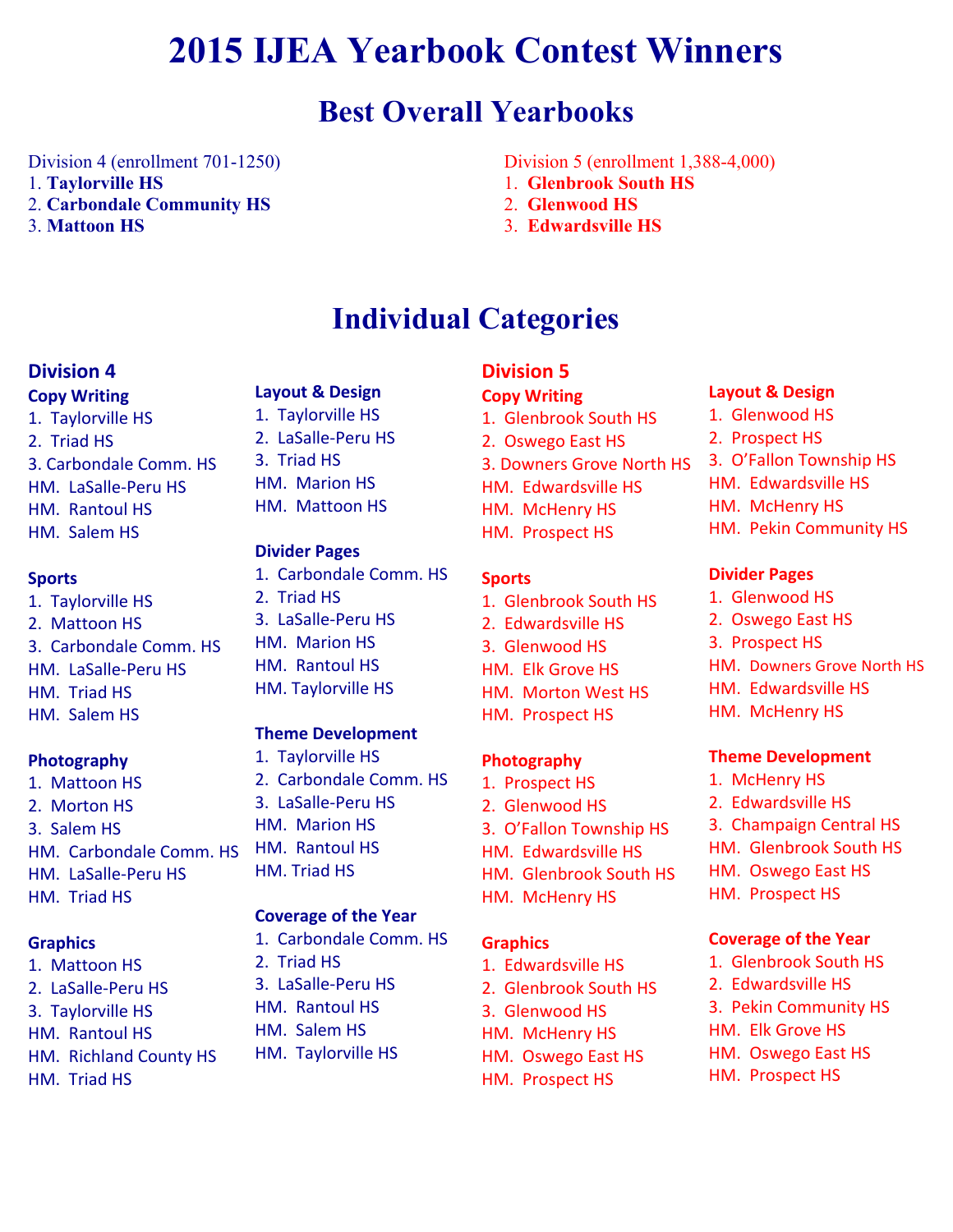# 2015 IJEA Yearbook Contest Winners

## Best Overall Yearbooks

Division 4 (enrollment 701-1250)

1. **Taylorville HS**
2. **Carbondale Community HS**
3. **Mattoon HS**

Division 5 (enrollment 1,388-4,000)

1. **Glenbrook South HS**
2. **Glenwood HS**
3. **Edwardsville HS**

## Individual Categories

### Division 4

**Copy Writing**

1. Taylorville HS
2. Triad HS
3. Carbondale Comm. HS

HM. LaSalle-Peru HS
HM. Rantoul HS
HM. Salem HS

**Sports**

1. Taylorville HS
2. Mattoon HS
3. Carbondale Comm. HS

HM. LaSalle-Peru HS
HM. Triad HS
HM. Salem HS

**Photography**

1. Mattoon HS
2. Morton HS
3. Salem HS

HM. Carbondale Comm. HS
HM. LaSalle-Peru HS
HM. Triad HS

**Graphics**

1. Mattoon HS
2. LaSalle-Peru HS
3. Taylorville HS

HM. Rantoul HS
HM. Richland County HS
HM. Triad HS

**Layout & Design**

1. Taylorville HS
2. LaSalle-Peru HS
3. Triad HS

HM. Marion HS
HM. Mattoon HS

**Divider Pages**

1. Carbondale Comm. HS
2. Triad HS
3. LaSalle-Peru HS

HM. Marion HS
HM. Rantoul HS
HM. Taylorville HS

**Theme Development**

1. Taylorville HS
2. Carbondale Comm. HS
3. LaSalle-Peru HS

HM. Marion HS
HM. Rantoul HS
HM. Triad HS

**Coverage of the Year**

1. Carbondale Comm. HS
2. Triad HS
3. LaSalle-Peru HS

HM. Rantoul HS
HM. Salem HS
HM. Taylorville HS

### Division 5

**Copy Writing**

1. Glenbrook South HS
2. Oswego East HS
3. Downers Grove North HS

HM. Edwardsville HS
HM. McHenry HS
HM. Prospect HS

**Sports**

1. Glenbrook South HS
2. Edwardsville HS
3. Glenwood HS

HM. Elk Grove HS
HM. Morton West HS
HM. Prospect HS

**Photography**

1. Prospect HS
2. Glenwood HS
3. O'Fallon Township HS

HM. Edwardsville HS
HM. Glenbrook South HS
HM. McHenry HS

**Graphics**

1. Edwardsville HS
2. Glenbrook South HS
3. Glenwood HS

HM. McHenry HS
HM. Oswego East HS
HM. Prospect HS

**Layout & Design**

1. Glenwood HS
2. Prospect HS
3. O'Fallon Township HS

HM. Edwardsville HS
HM. McHenry HS
HM. Pekin Community HS

**Divider Pages**

1. Glenwood HS
2. Oswego East HS
3. Prospect HS

HM. Downers Grove North HS
HM. Edwardsville HS
HM. McHenry HS

**Theme Development**

1. McHenry HS
2. Edwardsville HS
3. Champaign Central HS

HM. Glenbrook South HS
HM. Oswego East HS
HM. Prospect HS

**Coverage of the Year**

1. Glenbrook South HS
2. Edwardsville HS
3. Pekin Community HS

HM. Elk Grove HS
HM. Oswego East HS
HM. Prospect HS